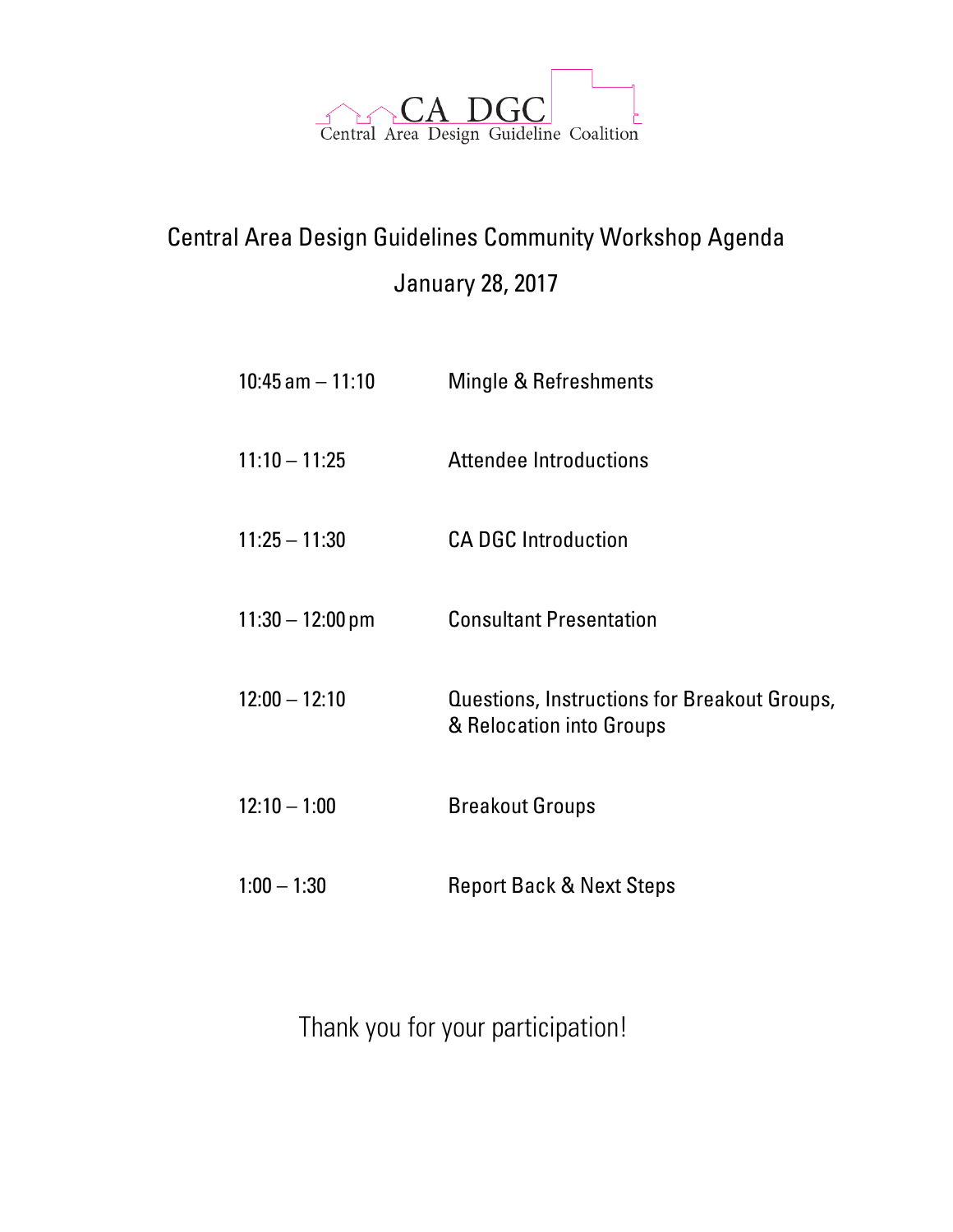CA DGC
Central Area Design Guideline Coalition

# Central Area Design Guidelines Community Workshop Agenda

## January 28, 2017

| | |
|---|---|
| 10:45 am – 11:10 | Mingle & Refreshments |
| 11:10 – 11:25 | Attendee Introductions |
| 11:25 – 11:30 | CA DGC Introduction |
| 11:30 – 12:00 pm | Consultant Presentation |
| 12:00 – 12:10 | Questions, Instructions for Breakout Groups, & Relocation into Groups |
| 12:10 – 1:00 | Breakout Groups |
| 1:00 – 1:30 | Report Back & Next Steps |

Thank you for your participation!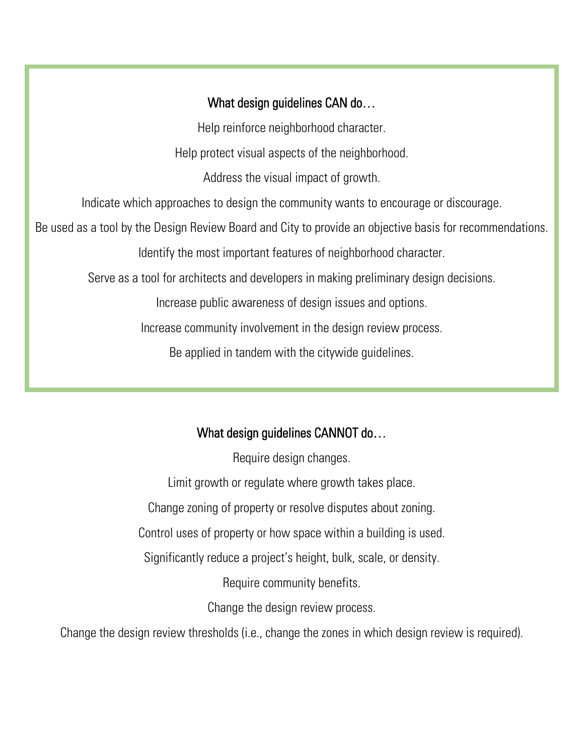### What design guidelines CAN do…

Help reinforce neighborhood character.

Help protect visual aspects of the neighborhood.

Address the visual impact of growth.

Indicate which approaches to design the community wants to encourage or discourage.

Be used as a tool by the Design Review Board and City to provide an objective basis for recommendations.

Identify the most important features of neighborhood character.

Serve as a tool for architects and developers in making preliminary design decisions.

Increase public awareness of design issues and options.

Increase community involvement in the design review process.

Be applied in tandem with the citywide guidelines.

### What design guidelines CANNOT do…

Require design changes.

Limit growth or regulate where growth takes place.

Change zoning of property or resolve disputes about zoning.

Control uses of property or how space within a building is used.

Significantly reduce a project's height, bulk, scale, or density.

Require community benefits.

Change the design review process.

Change the design review thresholds (i.e., change the zones in which design review is required).